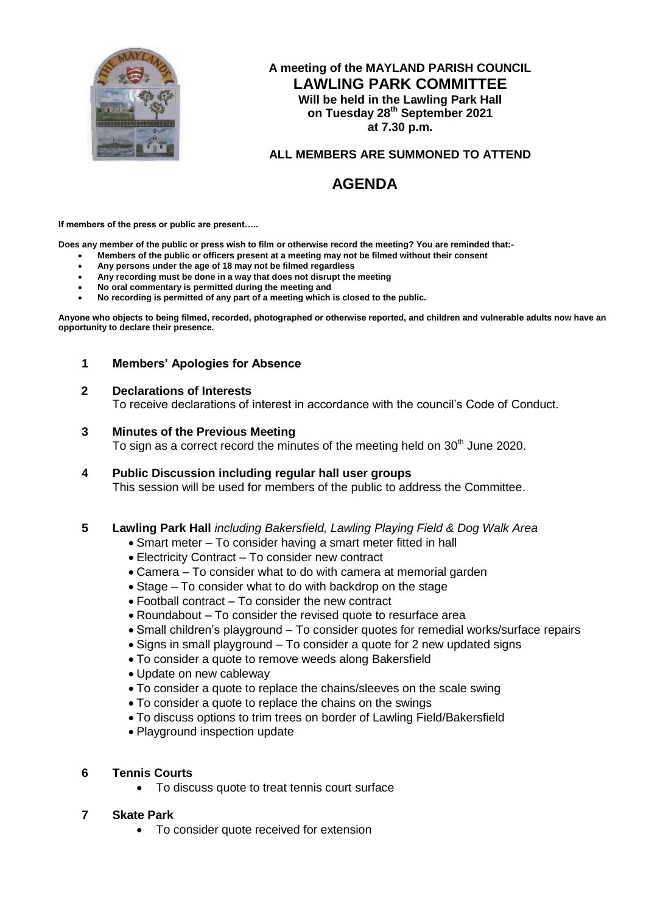**A meeting of the MAYLAND PARISH COUNCIL**
**LAWLING PARK COMMITTEE**
**Will be held in the Lawling Park Hall**
**on Tuesday 28th September 2021**
**at 7.30 p.m.**

**ALL MEMBERS ARE SUMMONED TO ATTEND**

# AGENDA

**If members of the press or public are present…..**

**Does any member of the public or press wish to film or otherwise record the meeting? You are reminded that:-**

- **Members of the public or officers present at a meeting may not be filmed without their consent**
- **Any persons under the age of 18 may not be filmed regardless**
- **Any recording must be done in a way that does not disrupt the meeting**
- **No oral commentary is permitted during the meeting and**
- **No recording is permitted of any part of a meeting which is closed to the public.**

**Anyone who objects to being filmed, recorded, photographed or otherwise reported, and children and vulnerable adults now have an opportunity to declare their presence.**

**1 Members' Apologies for Absence**

**2 Declarations of Interests**
To receive declarations of interest in accordance with the council's Code of Conduct.

**3 Minutes of the Previous Meeting**
To sign as a correct record the minutes of the meeting held on 30th June 2020.

**4 Public Discussion including regular hall user groups**
This session will be used for members of the public to address the Committee.

**5 Lawling Park Hall** *including Bakersfield, Lawling Playing Field & Dog Walk Area*

- Smart meter – To consider having a smart meter fitted in hall
- Electricity Contract – To consider new contract
- Camera – To consider what to do with camera at memorial garden
- Stage – To consider what to do with backdrop on the stage
- Football contract – To consider the new contract
- Roundabout – To consider the revised quote to resurface area
- Small children's playground – To consider quotes for remedial works/surface repairs
- Signs in small playground – To consider a quote for 2 new updated signs
- To consider a quote to remove weeds along Bakersfield
- Update on new cableway
- To consider a quote to replace the chains/sleeves on the scale swing
- To consider a quote to replace the chains on the swings
- To discuss options to trim trees on border of Lawling Field/Bakersfield
- Playground inspection update

**6 Tennis Courts**

- To discuss quote to treat tennis court surface

**7 Skate Park**

- To consider quote received for extension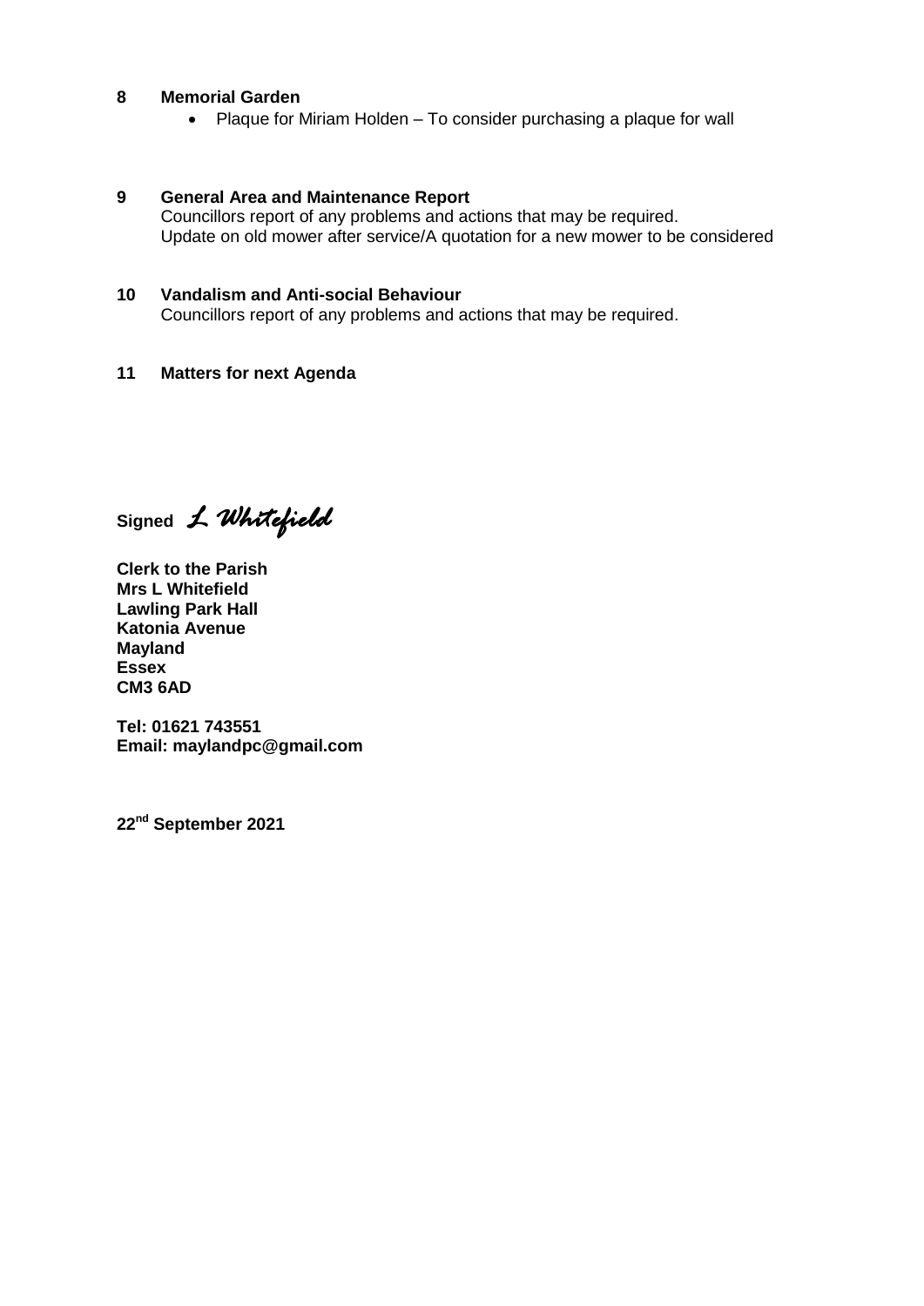**8 Memorial Garden**

- Plaque for Miriam Holden – To consider purchasing a plaque for wall

**9 General Area and Maintenance Report**

Councillors report of any problems and actions that may be required.
Update on old mower after service/A quotation for a new mower to be considered

**10 Vandalism and Anti-social Behaviour**

Councillors report of any problems and actions that may be required.

**11 Matters for next Agenda**

**Signed** *L Whitefield*

**Clerk to the Parish**
**Mrs L Whitefield**
**Lawling Park Hall**
**Katonia Avenue**
**Mayland**
**Essex**
**CM3 6AD**

**Tel: 01621 743551**
**Email: maylandpc@gmail.com**

**22nd September 2021**